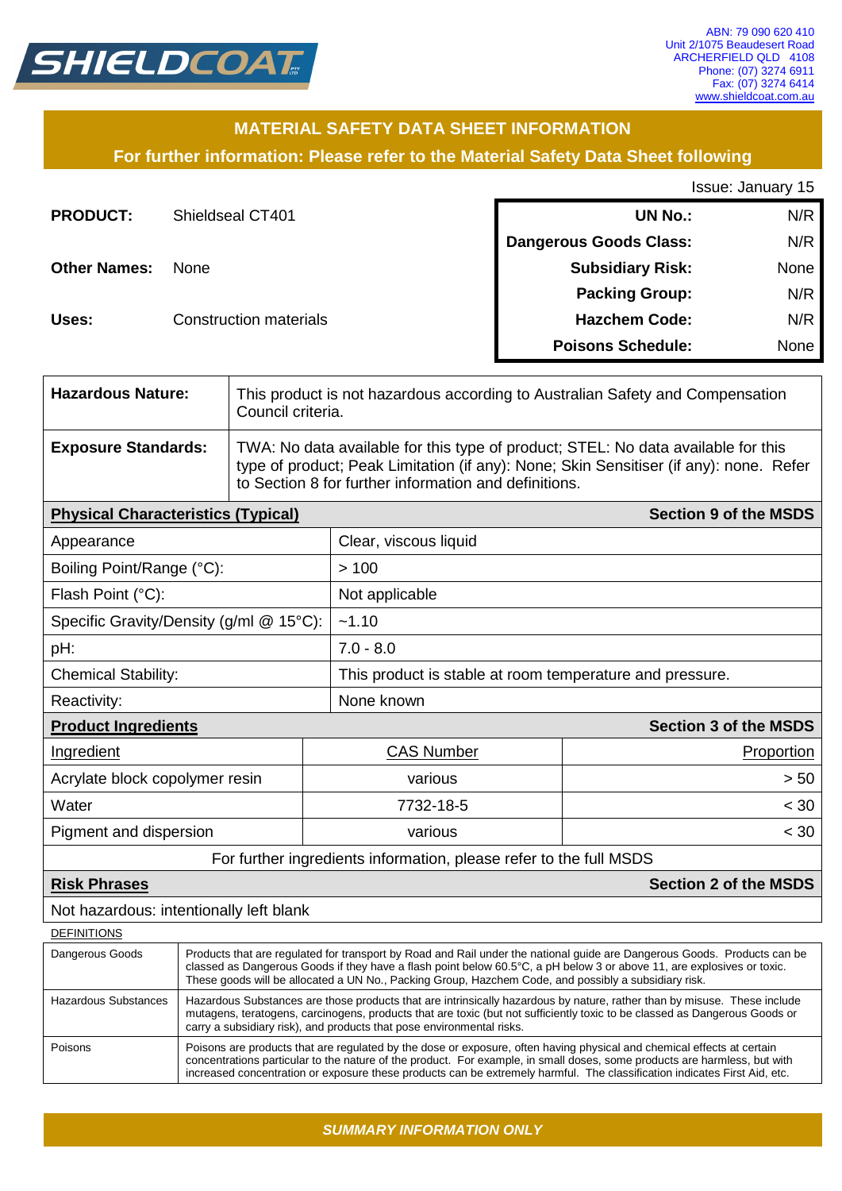SHIELDCOAT

ABN: 79 090 620 410
Unit 2/1075 Beaudesert Road
ARCHERFIELD QLD 4108
Phone: (07) 3274 6911
Fax: (07) 3274 6414
www.shieldcoat.com.au

## MATERIAL SAFETY DATA SHEET INFORMATION

**For further information: Please refer to the Material Safety Data Sheet following**

Issue: January 15

**PRODUCT:** Shieldseal CT401

**Other Names:** None

**Uses:** Construction materials

| | |
|---|---|
| **UN No.:** | N/R |
| **Dangerous Goods Class:** | N/R |
| **Subsidiary Risk:** | None |
| **Packing Group:** | N/R |
| **Hazchem Code:** | N/R |
| **Poisons Schedule:** | None |

| | |
|---|---|
| **Hazardous Nature:** | This product is not hazardous according to Australian Safety and Compensation Council criteria. |
| **Exposure Standards:** | TWA: No data available for this type of product; STEL: No data available for this type of product; Peak Limitation (if any): None; Skin Sensitiser (if any): none. Refer to Section 8 for further information and definitions. |

| **Physical Characteristics (Typical)** | **Section 9 of the MSDS** |
|---|---|
| Appearance | Clear, viscous liquid |
| Boiling Point/Range (°C): | > 100 |
| Flash Point (°C): | Not applicable |
| Specific Gravity/Density (g/ml @ 15°C): | ~1.10 |
| pH: | 7.0 - 8.0 |
| Chemical Stability: | This product is stable at room temperature and pressure. |
| Reactivity: | None known |

**Product Ingredients** — **Section 3 of the MSDS**

| Ingredient | CAS Number | Proportion |
|---|---|---|
| Acrylate block copolymer resin | various | > 50 |
| Water | 7732-18-5 | < 30 |
| Pigment and dispersion | various | < 30 |

For further ingredients information, please refer to the full MSDS

**Risk Phrases** — **Section 2 of the MSDS**

Not hazardous: intentionally left blank

DEFINITIONS

| | |
|---|---|
| Dangerous Goods | Products that are regulated for transport by Road and Rail under the national guide are Dangerous Goods. Products can be classed as Dangerous Goods if they have a flash point below 60.5°C, a pH below 3 or above 11, are explosives or toxic. These goods will be allocated a UN No., Packing Group, Hazchem Code, and possibly a subsidiary risk. |
| Hazardous Substances | Hazardous Substances are those products that are intrinsically hazardous by nature, rather than by misuse. These include mutagens, teratogens, carcinogens, products that are toxic (but not sufficiently toxic to be classed as Dangerous Goods or carry a subsidiary risk), and products that pose environmental risks. |
| Poisons | Poisons are products that are regulated by the dose or exposure, often having physical and chemical effects at certain concentrations particular to the nature of the product. For example, in small doses, some products are harmless, but with increased concentration or exposure these products can be extremely harmful. The classification indicates First Aid, etc. |

*SUMMARY INFORMATION ONLY*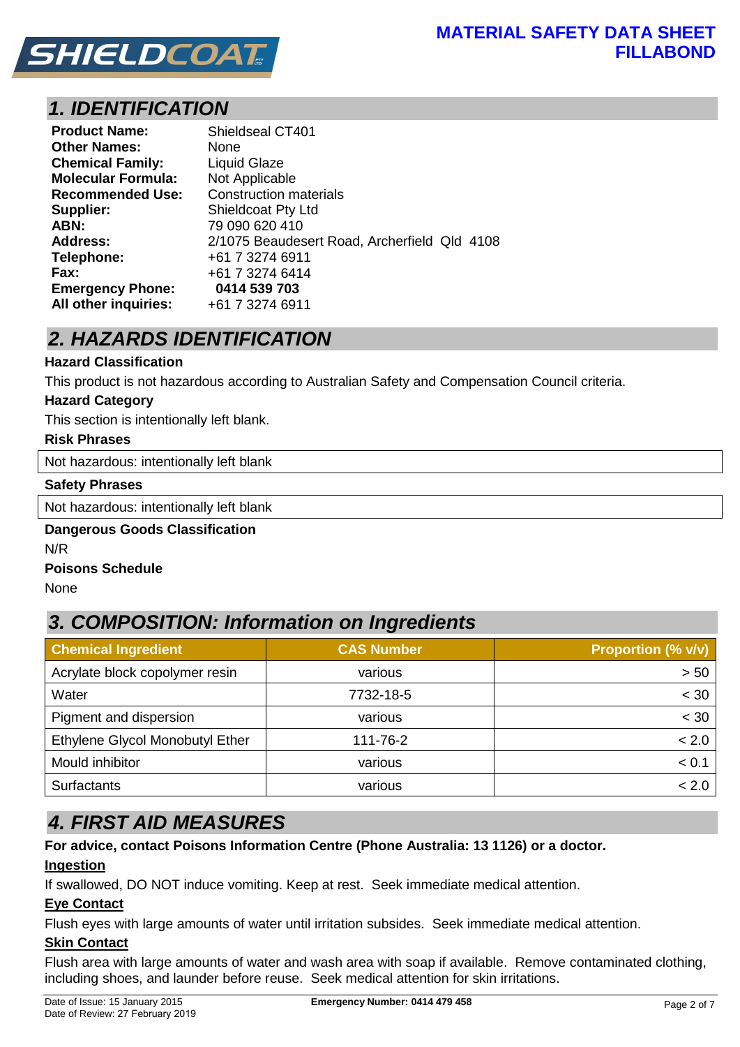## 1. IDENTIFICATION

**Product Name:** Shieldseal CT401
**Other Names:** None
**Chemical Family:** Liquid Glaze
**Molecular Formula:** Not Applicable
**Recommended Use:** Construction materials
**Supplier:** Shieldcoat Pty Ltd
**ABN:** 79 090 620 410
**Address:** 2/1075 Beaudesert Road, Archerfield Qld 4108
**Telephone:** +61 7 3274 6911
**Fax:** +61 7 3274 6414
**Emergency Phone:** **0414 539 703**
**All other inquiries:** +61 7 3274 6911

## 2. HAZARDS IDENTIFICATION

**Hazard Classification**

This product is not hazardous according to Australian Safety and Compensation Council criteria.

**Hazard Category**

This section is intentionally left blank.

**Risk Phrases**

Not hazardous: intentionally left blank

**Safety Phrases**

Not hazardous: intentionally left blank

**Dangerous Goods Classification**

N/R

**Poisons Schedule**

None

## 3. COMPOSITION: Information on Ingredients

| Chemical Ingredient | CAS Number | Proportion (% v/v) |
| --- | --- | --- |
| Acrylate block copolymer resin | various | > 50 |
| Water | 7732-18-5 | < 30 |
| Pigment and dispersion | various | < 30 |
| Ethylene Glycol Monobutyl Ether | 111-76-2 | < 2.0 |
| Mould inhibitor | various | < 0.1 |
| Surfactants | various | < 2.0 |

## 4. FIRST AID MEASURES

**For advice, contact Poisons Information Centre (Phone Australia: 13 1126) or a doctor.**

**Ingestion**

If swallowed, DO NOT induce vomiting. Keep at rest. Seek immediate medical attention.

**Eye Contact**

Flush eyes with large amounts of water until irritation subsides. Seek immediate medical attention.

**Skin Contact**

Flush area with large amounts of water and wash area with soap if available. Remove contaminated clothing, including shoes, and launder before reuse. Seek medical attention for skin irritations.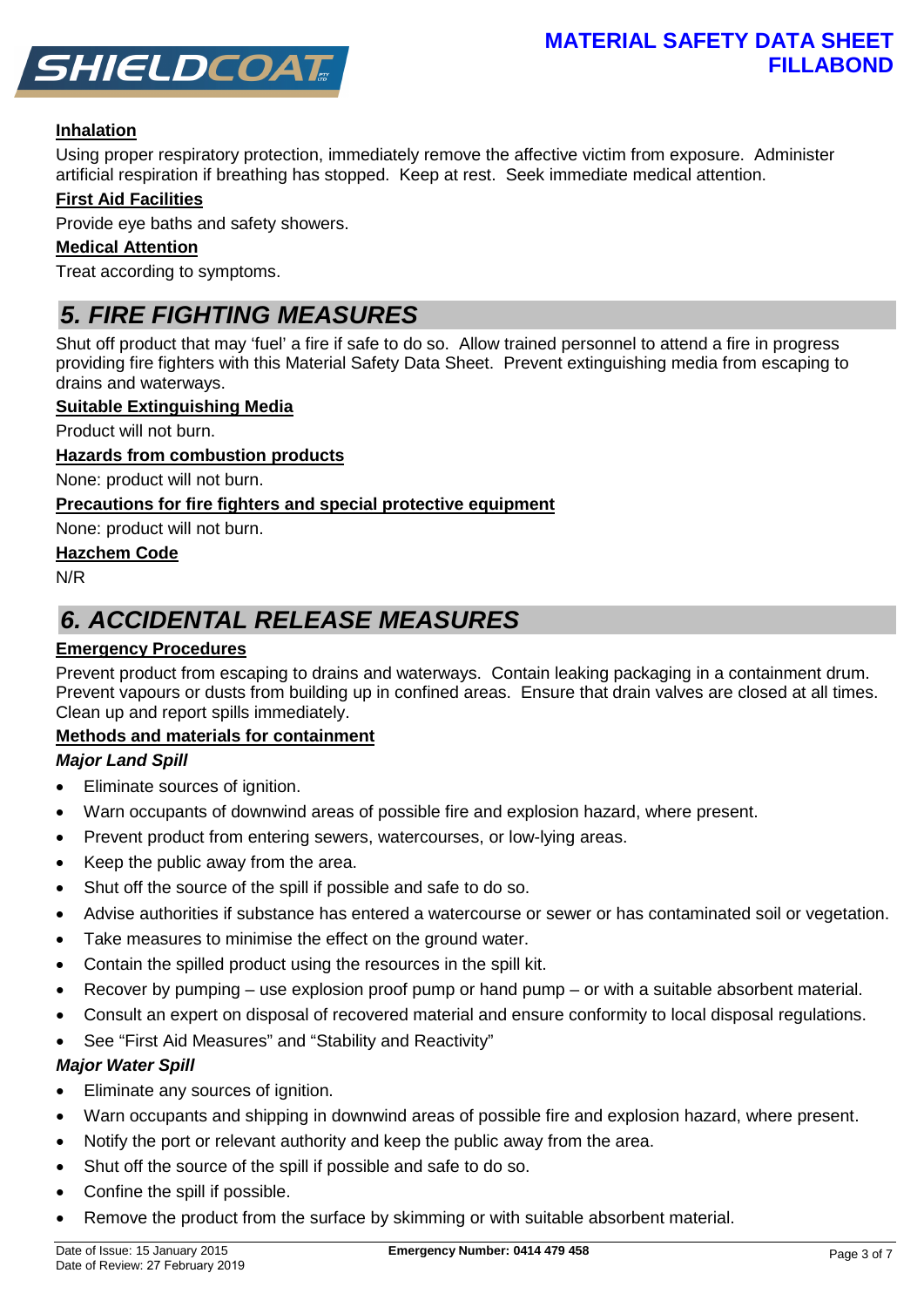**Inhalation**

Using proper respiratory protection, immediately remove the affective victim from exposure. Administer artificial respiration if breathing has stopped. Keep at rest. Seek immediate medical attention.

**First Aid Facilities**

Provide eye baths and safety showers.

**Medical Attention**

Treat according to symptoms.

## 5. FIRE FIGHTING MEASURES

Shut off product that may 'fuel' a fire if safe to do so. Allow trained personnel to attend a fire in progress providing fire fighters with this Material Safety Data Sheet. Prevent extinguishing media from escaping to drains and waterways.

**Suitable Extinguishing Media**

Product will not burn.

**Hazards from combustion products**

None: product will not burn.

**Precautions for fire fighters and special protective equipment**

None: product will not burn.

**Hazchem Code**

N/R

## 6. ACCIDENTAL RELEASE MEASURES

**Emergency Procedures**

Prevent product from escaping to drains and waterways. Contain leaking packaging in a containment drum. Prevent vapours or dusts from building up in confined areas. Ensure that drain valves are closed at all times. Clean up and report spills immediately.

**Methods and materials for containment**

***Major Land Spill***

- Eliminate sources of ignition.
- Warn occupants of downwind areas of possible fire and explosion hazard, where present.
- Prevent product from entering sewers, watercourses, or low-lying areas.
- Keep the public away from the area.
- Shut off the source of the spill if possible and safe to do so.
- Advise authorities if substance has entered a watercourse or sewer or has contaminated soil or vegetation.
- Take measures to minimise the effect on the ground water.
- Contain the spilled product using the resources in the spill kit.
- Recover by pumping – use explosion proof pump or hand pump – or with a suitable absorbent material.
- Consult an expert on disposal of recovered material and ensure conformity to local disposal regulations.
- See "First Aid Measures" and "Stability and Reactivity"

***Major Water Spill***

- Eliminate any sources of ignition.
- Warn occupants and shipping in downwind areas of possible fire and explosion hazard, where present.
- Notify the port or relevant authority and keep the public away from the area.
- Shut off the source of the spill if possible and safe to do so.
- Confine the spill if possible.
- Remove the product from the surface by skimming or with suitable absorbent material.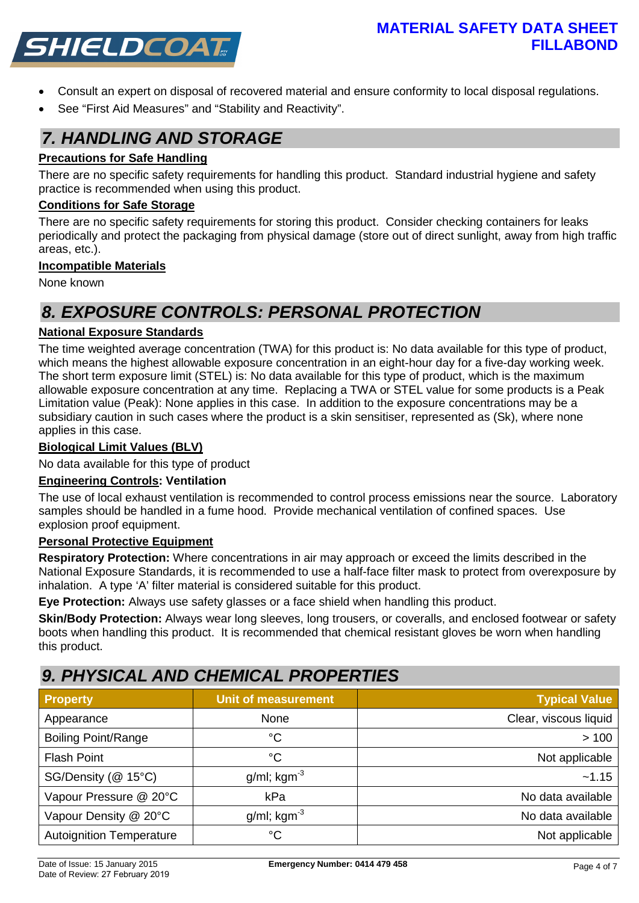- Consult an expert on disposal of recovered material and ensure conformity to local disposal regulations.
- See "First Aid Measures" and "Stability and Reactivity".

## 7. HANDLING AND STORAGE

**Precautions for Safe Handling**

There are no specific safety requirements for handling this product. Standard industrial hygiene and safety practice is recommended when using this product.

**Conditions for Safe Storage**

There are no specific safety requirements for storing this product. Consider checking containers for leaks periodically and protect the packaging from physical damage (store out of direct sunlight, away from high traffic areas, etc.).

**Incompatible Materials**

None known

## 8. EXPOSURE CONTROLS: PERSONAL PROTECTION

**National Exposure Standards**

The time weighted average concentration (TWA) for this product is: No data available for this type of product, which means the highest allowable exposure concentration in an eight-hour day for a five-day working week. The short term exposure limit (STEL) is: No data available for this type of product, which is the maximum allowable exposure concentration at any time. Replacing a TWA or STEL value for some products is a Peak Limitation value (Peak): None applies in this case. In addition to the exposure concentrations may be a subsidiary caution in such cases where the product is a skin sensitiser, represented as (Sk), where none applies in this case.

**Biological Limit Values (BLV)**

No data available for this type of product

**Engineering Controls: Ventilation**

The use of local exhaust ventilation is recommended to control process emissions near the source. Laboratory samples should be handled in a fume hood. Provide mechanical ventilation of confined spaces. Use explosion proof equipment.

**Personal Protective Equipment**

**Respiratory Protection:** Where concentrations in air may approach or exceed the limits described in the National Exposure Standards, it is recommended to use a half-face filter mask to protect from overexposure by inhalation. A type 'A' filter material is considered suitable for this product.

**Eye Protection:** Always use safety glasses or a face shield when handling this product.

**Skin/Body Protection:** Always wear long sleeves, long trousers, or coveralls, and enclosed footwear or safety boots when handling this product. It is recommended that chemical resistant gloves be worn when handling this product.

## 9. PHYSICAL AND CHEMICAL PROPERTIES

| Property | Unit of measurement | Typical Value |
|---|---|---|
| Appearance | None | Clear, viscous liquid |
| Boiling Point/Range | °C | > 100 |
| Flash Point | °C | Not applicable |
| SG/Density (@ 15°C) | g/ml; $kgm^{-3}$ | ~1.15 |
| Vapour Pressure @ 20°C | kPa | No data available |
| Vapour Density @ 20°C | g/ml; $kgm^{-3}$ | No data available |
| Autoignition Temperature | °C | Not applicable |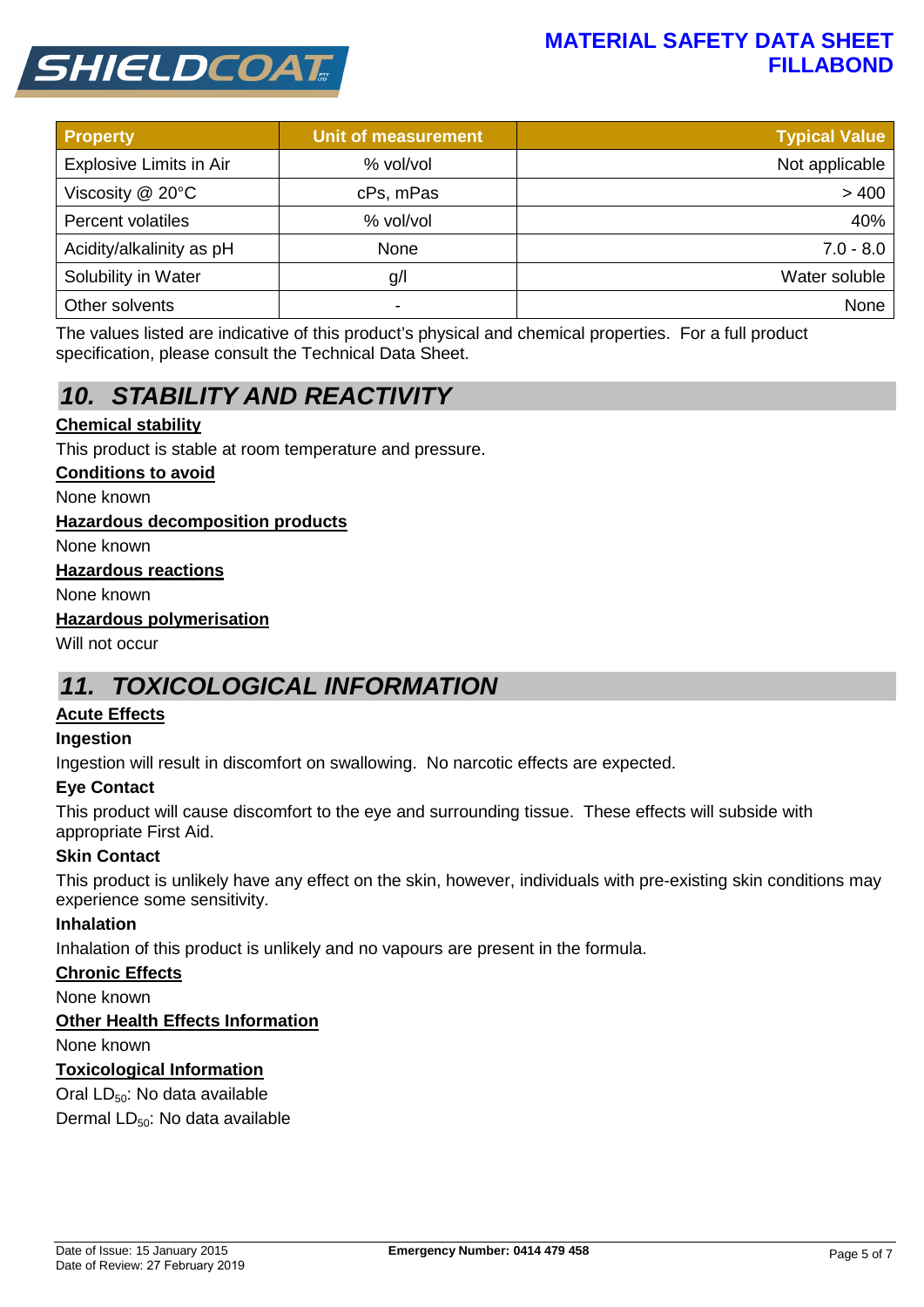| Property | Unit of measurement | Typical Value |
|---|---|---|
| Explosive Limits in Air | % vol/vol | Not applicable |
| Viscosity @ 20°C | cPs, mPas | > 400 |
| Percent volatiles | % vol/vol | 40% |
| Acidity/alkalinity as pH | None | 7.0 - 8.0 |
| Solubility in Water | g/l | Water soluble |
| Other solvents | - | None |

The values listed are indicative of this product's physical and chemical properties. For a full product specification, please consult the Technical Data Sheet.

## *10. STABILITY AND REACTIVITY*

**Chemical stability**

This product is stable at room temperature and pressure.

**Conditions to avoid**

None known

**Hazardous decomposition products**

None known

**Hazardous reactions**

None known

**Hazardous polymerisation**

Will not occur

## *11. TOXICOLOGICAL INFORMATION*

**Acute Effects**

**Ingestion**

Ingestion will result in discomfort on swallowing. No narcotic effects are expected.

**Eye Contact**

This product will cause discomfort to the eye and surrounding tissue. These effects will subside with appropriate First Aid.

**Skin Contact**

This product is unlikely have any effect on the skin, however, individuals with pre-existing skin conditions may experience some sensitivity.

**Inhalation**

Inhalation of this product is unlikely and no vapours are present in the formula.

**Chronic Effects**

None known

**Other Health Effects Information**

None known

**Toxicological Information**

Oral $LD_{50}$: No data available

Dermal $LD_{50}$: No data available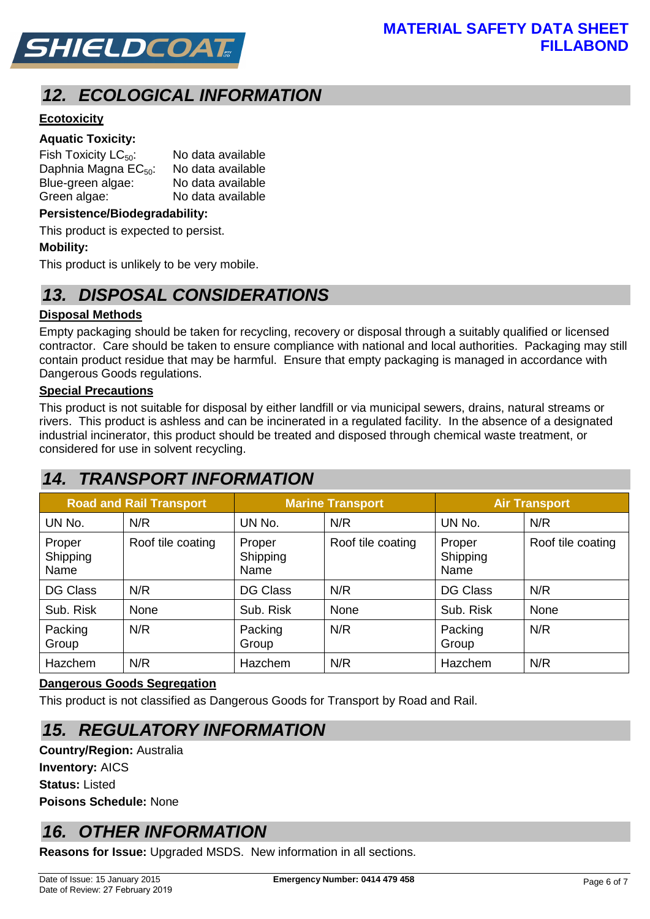## 12. ECOLOGICAL INFORMATION

**Ecotoxicity**

**Aquatic Toxicity:**

Fish Toxicity $LC_{50}$: No data available
Daphnia Magna $EC_{50}$: No data available
Blue-green algae: No data available
Green algae: No data available

**Persistence/Biodegradability:**

This product is expected to persist.

**Mobility:**

This product is unlikely to be very mobile.

## 13. DISPOSAL CONSIDERATIONS

**Disposal Methods**

Empty packaging should be taken for recycling, recovery or disposal through a suitably qualified or licensed contractor. Care should be taken to ensure compliance with national and local authorities. Packaging may still contain product residue that may be harmful. Ensure that empty packaging is managed in accordance with Dangerous Goods regulations.

**Special Precautions**

This product is not suitable for disposal by either landfill or via municipal sewers, drains, natural streams or rivers. This product is ashless and can be incinerated in a regulated facility. In the absence of a designated industrial incinerator, this product should be treated and disposed through chemical waste treatment, or considered for use in solvent recycling.

## 14. TRANSPORT INFORMATION

| Road and Rail Transport | | Marine Transport | | Air Transport | |
|---|---|---|---|---|---|
| UN No. | N/R | UN No. | N/R | UN No. | N/R |
| Proper Shipping Name | Roof tile coating | Proper Shipping Name | Roof tile coating | Proper Shipping Name | Roof tile coating |
| DG Class | N/R | DG Class | N/R | DG Class | N/R |
| Sub. Risk | None | Sub. Risk | None | Sub. Risk | None |
| Packing Group | N/R | Packing Group | N/R | Packing Group | N/R |
| Hazchem | N/R | Hazchem | N/R | Hazchem | N/R |

**Dangerous Goods Segregation**

This product is not classified as Dangerous Goods for Transport by Road and Rail.

## 15. REGULATORY INFORMATION

**Country/Region:** Australia
**Inventory:** AICS
**Status:** Listed
**Poisons Schedule:** None

## 16. OTHER INFORMATION

**Reasons for Issue:** Upgraded MSDS. New information in all sections.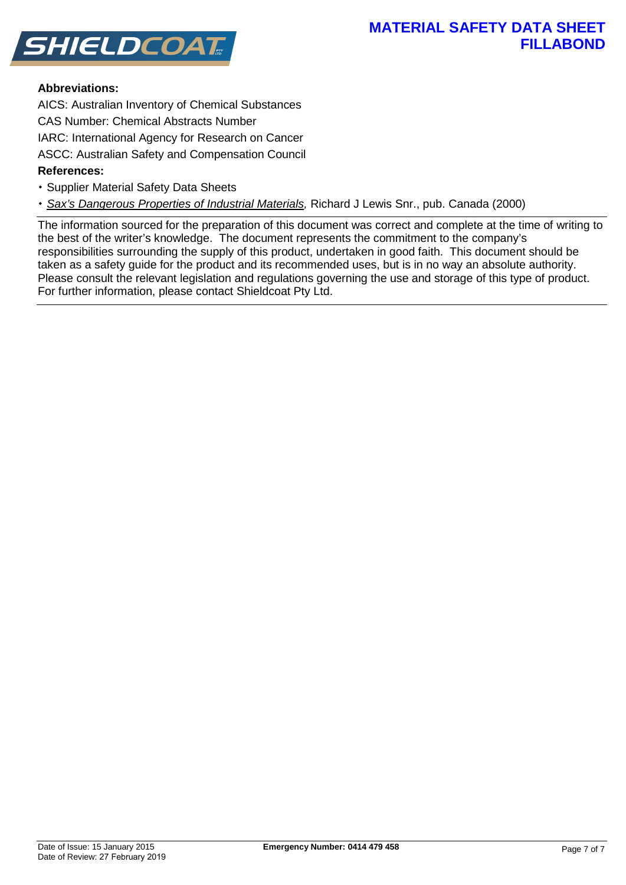**Abbreviations:**

AICS: Australian Inventory of Chemical Substances

CAS Number: Chemical Abstracts Number

IARC: International Agency for Research on Cancer

ASCC: Australian Safety and Compensation Council

**References:**

- Supplier Material Safety Data Sheets
- *Sax's Dangerous Properties of Industrial Materials,* Richard J Lewis Snr., pub. Canada (2000)

---

The information sourced for the preparation of this document was correct and complete at the time of writing to the best of the writer's knowledge. The document represents the commitment to the company's responsibilities surrounding the supply of this product, undertaken in good faith. This document should be taken as a safety guide for the product and its recommended uses, but is in no way an absolute authority. Please consult the relevant legislation and regulations governing the use and storage of this type of product. For further information, please contact Shieldcoat Pty Ltd.

---